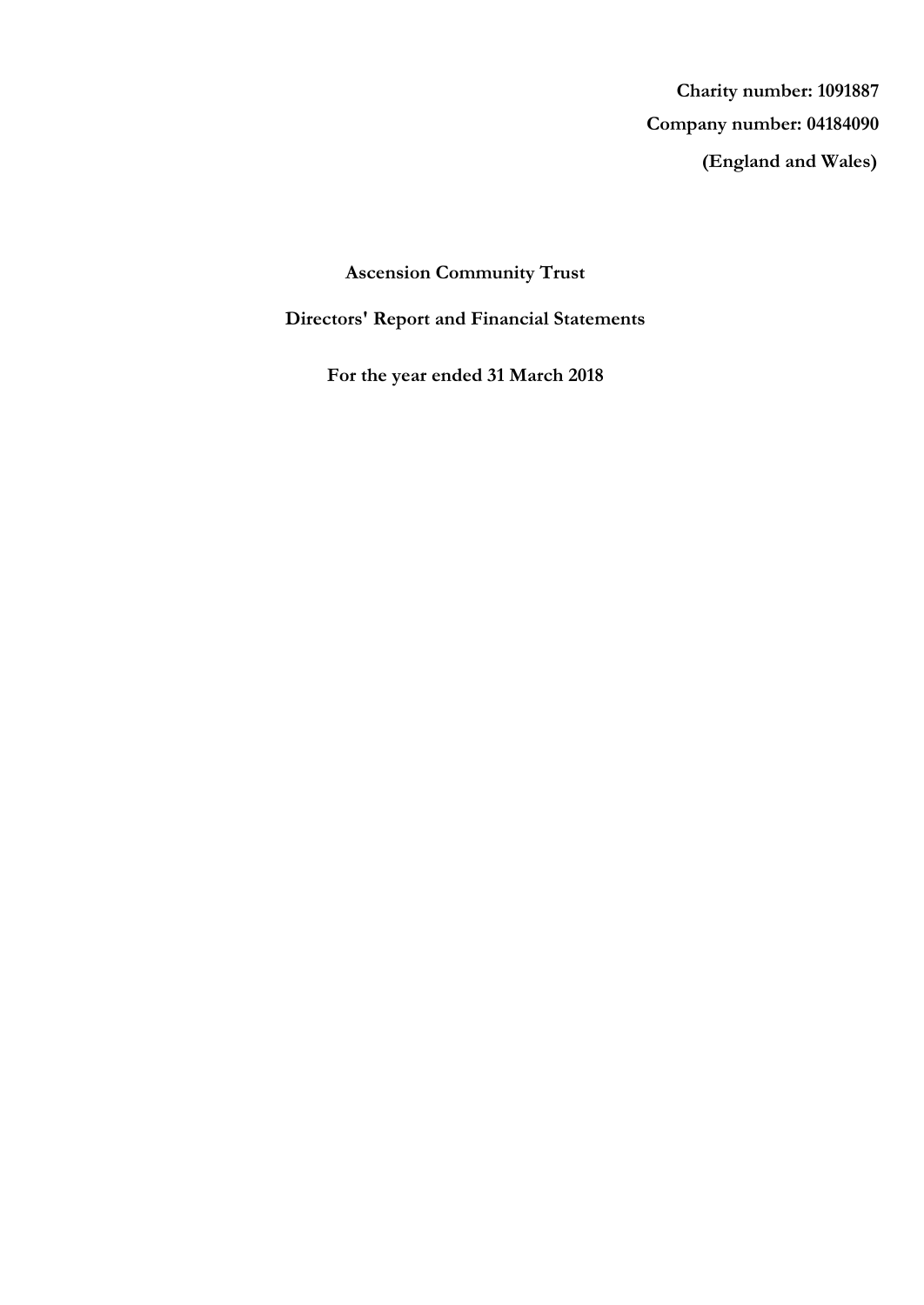**Charity number: 1091887**

**Company number: 04184090**

**(England and Wales)**

# Ascension Community Trust

## Directors' Report and Financial Statements

**For the year ended 31 March 2018**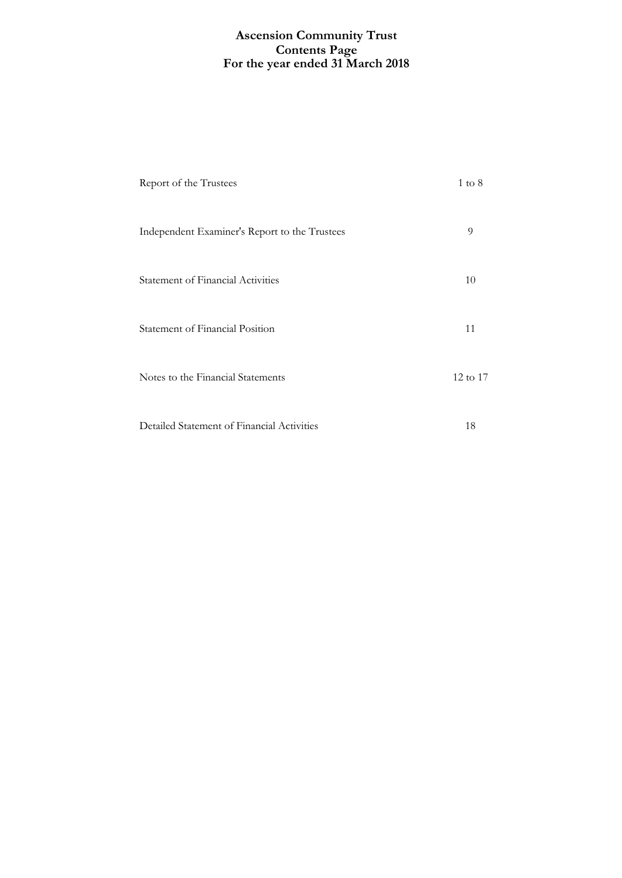# Ascension Community Trust
## Contents Page
## For the year ended 31 March 2018

| | |
|---|---|
| Report of the Trustees | 1 to 8 |
| Independent Examiner's Report to the Trustees | 9 |
| Statement of Financial Activities | 10 |
| Statement of Financial Position | 11 |
| Notes to the Financial Statements | 12 to 17 |
| Detailed Statement of Financial Activities | 18 |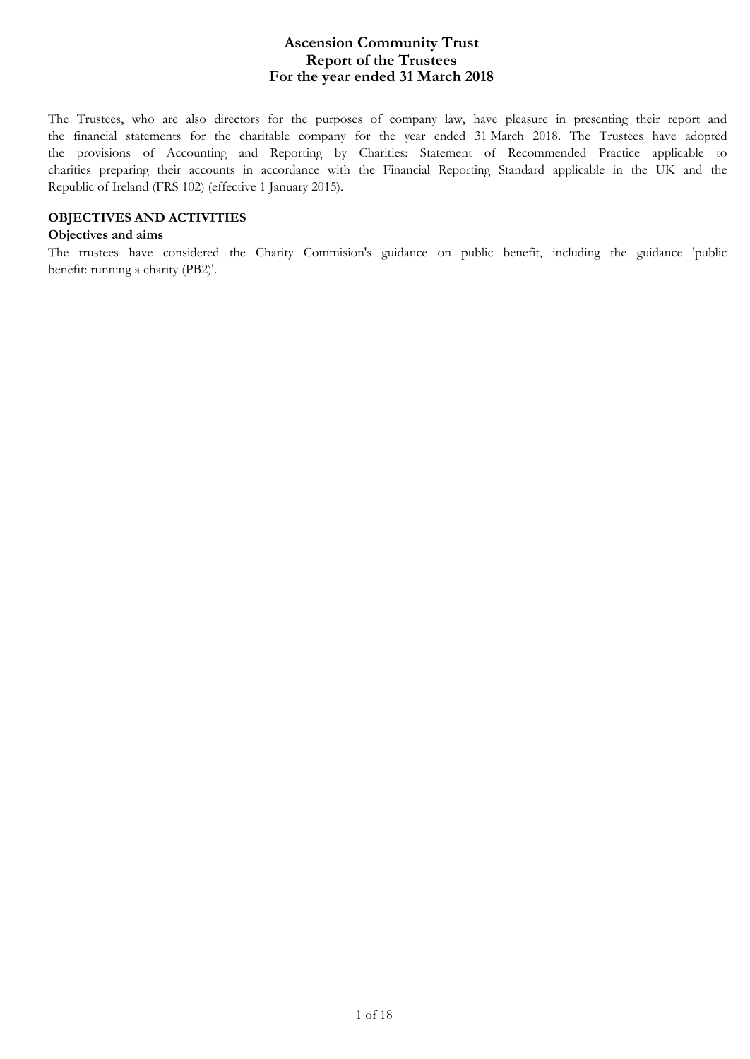# Ascension Community Trust
## Report of the Trustees
## For the year ended 31 March 2018

The Trustees, who are also directors for the purposes of company law, have pleasure in presenting their report and the financial statements for the charitable company for the year ended 31 March 2018. The Trustees have adopted the provisions of Accounting and Reporting by Charities: Statement of Recommended Practice applicable to charities preparing their accounts in accordance with the Financial Reporting Standard applicable in the UK and the Republic of Ireland (FRS 102) (effective 1 January 2015).

### OBJECTIVES AND ACTIVITIES

#### Objectives and aims

The trustees have considered the Charity Commision's guidance on public benefit, including the guidance 'public benefit: running a charity (PB2)'.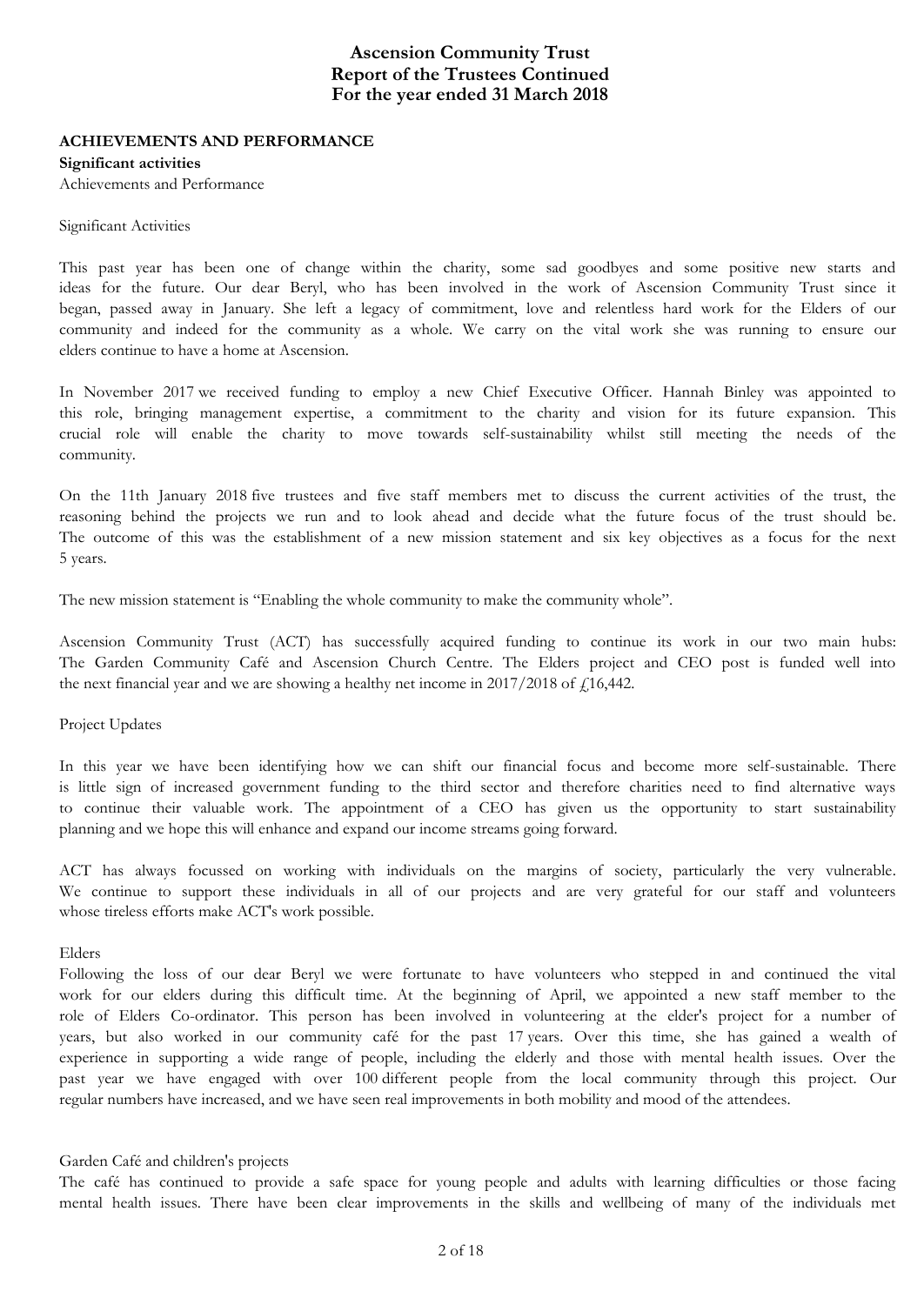## ACHIEVEMENTS AND PERFORMANCE

**Significant activities**

Achievements and Performance

Significant Activities

This past year has been one of change within the charity, some sad goodbyes and some positive new starts and ideas for the future. Our dear Beryl, who has been involved in the work of Ascension Community Trust since it began, passed away in January. She left a legacy of commitment, love and relentless hard work for the Elders of our community and indeed for the community as a whole. We carry on the vital work she was running to ensure our elders continue to have a home at Ascension.

In November 2017 we received funding to employ a new Chief Executive Officer. Hannah Binley was appointed to this role, bringing management expertise, a commitment to the charity and vision for its future expansion. This crucial role will enable the charity to move towards self-sustainability whilst still meeting the needs of the community.

On the 11th January 2018 five trustees and five staff members met to discuss the current activities of the trust, the reasoning behind the projects we run and to look ahead and decide what the future focus of the trust should be. The outcome of this was the establishment of a new mission statement and six key objectives as a focus for the next 5 years.

The new mission statement is "Enabling the whole community to make the community whole".

Ascension Community Trust (ACT) has successfully acquired funding to continue its work in our two main hubs: The Garden Community Café and Ascension Church Centre. The Elders project and CEO post is funded well into the next financial year and we are showing a healthy net income in 2017/2018 of £16,442.

Project Updates

In this year we have been identifying how we can shift our financial focus and become more self-sustainable. There is little sign of increased government funding to the third sector and therefore charities need to find alternative ways to continue their valuable work. The appointment of a CEO has given us the opportunity to start sustainability planning and we hope this will enhance and expand our income streams going forward.

ACT has always focussed on working with individuals on the margins of society, particularly the very vulnerable. We continue to support these individuals in all of our projects and are very grateful for our staff and volunteers whose tireless efforts make ACT's work possible.

Elders

Following the loss of our dear Beryl we were fortunate to have volunteers who stepped in and continued the vital work for our elders during this difficult time. At the beginning of April, we appointed a new staff member to the role of Elders Co-ordinator. This person has been involved in volunteering at the elder's project for a number of years, but also worked in our community café for the past 17 years. Over this time, she has gained a wealth of experience in supporting a wide range of people, including the elderly and those with mental health issues. Over the past year we have engaged with over 100 different people from the local community through this project. Our regular numbers have increased, and we have seen real improvements in both mobility and mood of the attendees.

Garden Café and children's projects

The café has continued to provide a safe space for young people and adults with learning difficulties or those facing mental health issues. There have been clear improvements in the skills and wellbeing of many of the individuals met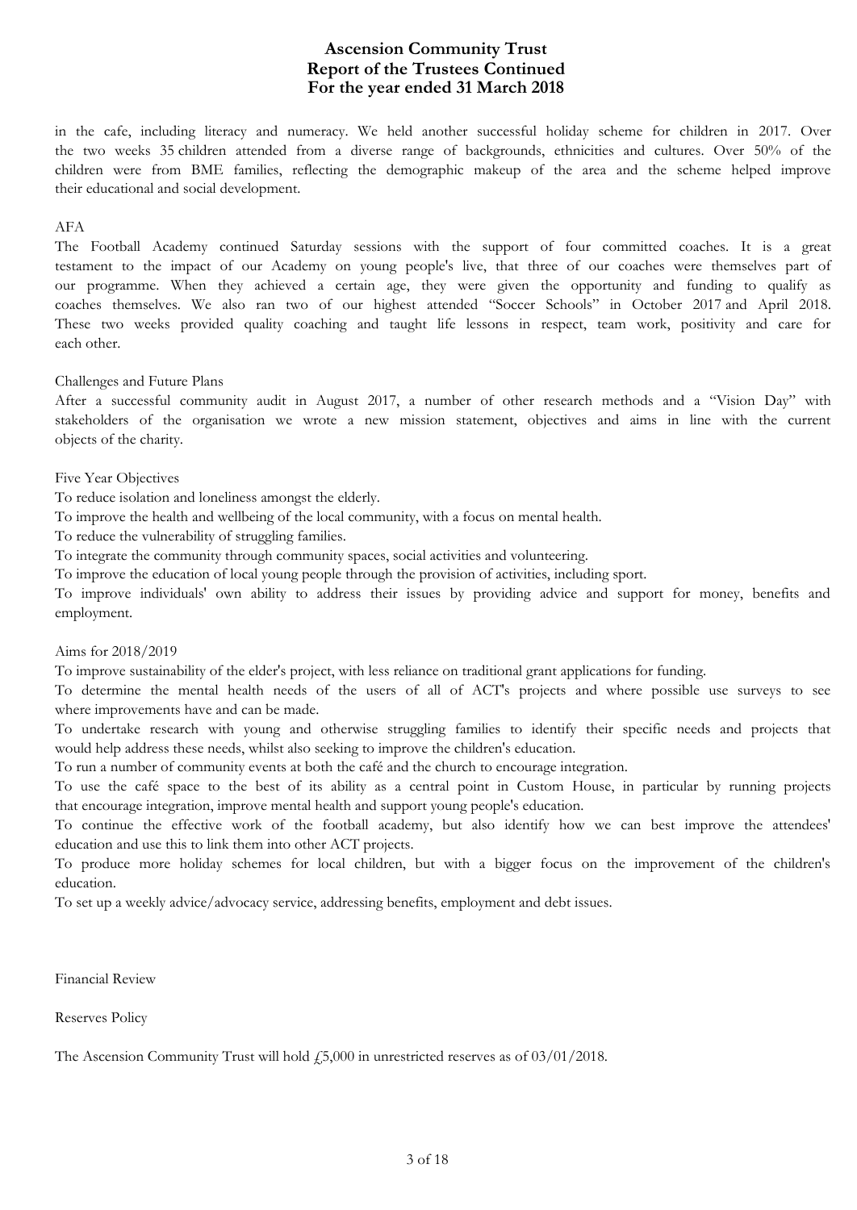in the cafe, including literacy and numeracy. We held another successful holiday scheme for children in 2017. Over the two weeks 35 children attended from a diverse range of backgrounds, ethnicities and cultures. Over 50% of the children were from BME families, reflecting the demographic makeup of the area and the scheme helped improve their educational and social development.

AFA

The Football Academy continued Saturday sessions with the support of four committed coaches. It is a great testament to the impact of our Academy on young people's live, that three of our coaches were themselves part of our programme. When they achieved a certain age, they were given the opportunity and funding to qualify as coaches themselves. We also ran two of our highest attended "Soccer Schools" in October 2017 and April 2018. These two weeks provided quality coaching and taught life lessons in respect, team work, positivity and care for each other.

Challenges and Future Plans

After a successful community audit in August 2017, a number of other research methods and a "Vision Day" with stakeholders of the organisation we wrote a new mission statement, objectives and aims in line with the current objects of the charity.

Five Year Objectives

To reduce isolation and loneliness amongst the elderly.

To improve the health and wellbeing of the local community, with a focus on mental health.

To reduce the vulnerability of struggling families.

To integrate the community through community spaces, social activities and volunteering.

To improve the education of local young people through the provision of activities, including sport.

To improve individuals' own ability to address their issues by providing advice and support for money, benefits and employment.

Aims for 2018/2019

To improve sustainability of the elder's project, with less reliance on traditional grant applications for funding.

To determine the mental health needs of the users of all of ACT's projects and where possible use surveys to see where improvements have and can be made.

To undertake research with young and otherwise struggling families to identify their specific needs and projects that would help address these needs, whilst also seeking to improve the children's education.

To run a number of community events at both the café and the church to encourage integration.

To use the café space to the best of its ability as a central point in Custom House, in particular by running projects that encourage integration, improve mental health and support young people's education.

To continue the effective work of the football academy, but also identify how we can best improve the attendees' education and use this to link them into other ACT projects.

To produce more holiday schemes for local children, but with a bigger focus on the improvement of the children's education.

To set up a weekly advice/advocacy service, addressing benefits, employment and debt issues.

Financial Review

Reserves Policy

The Ascension Community Trust will hold £5,000 in unrestricted reserves as of 03/01/2018.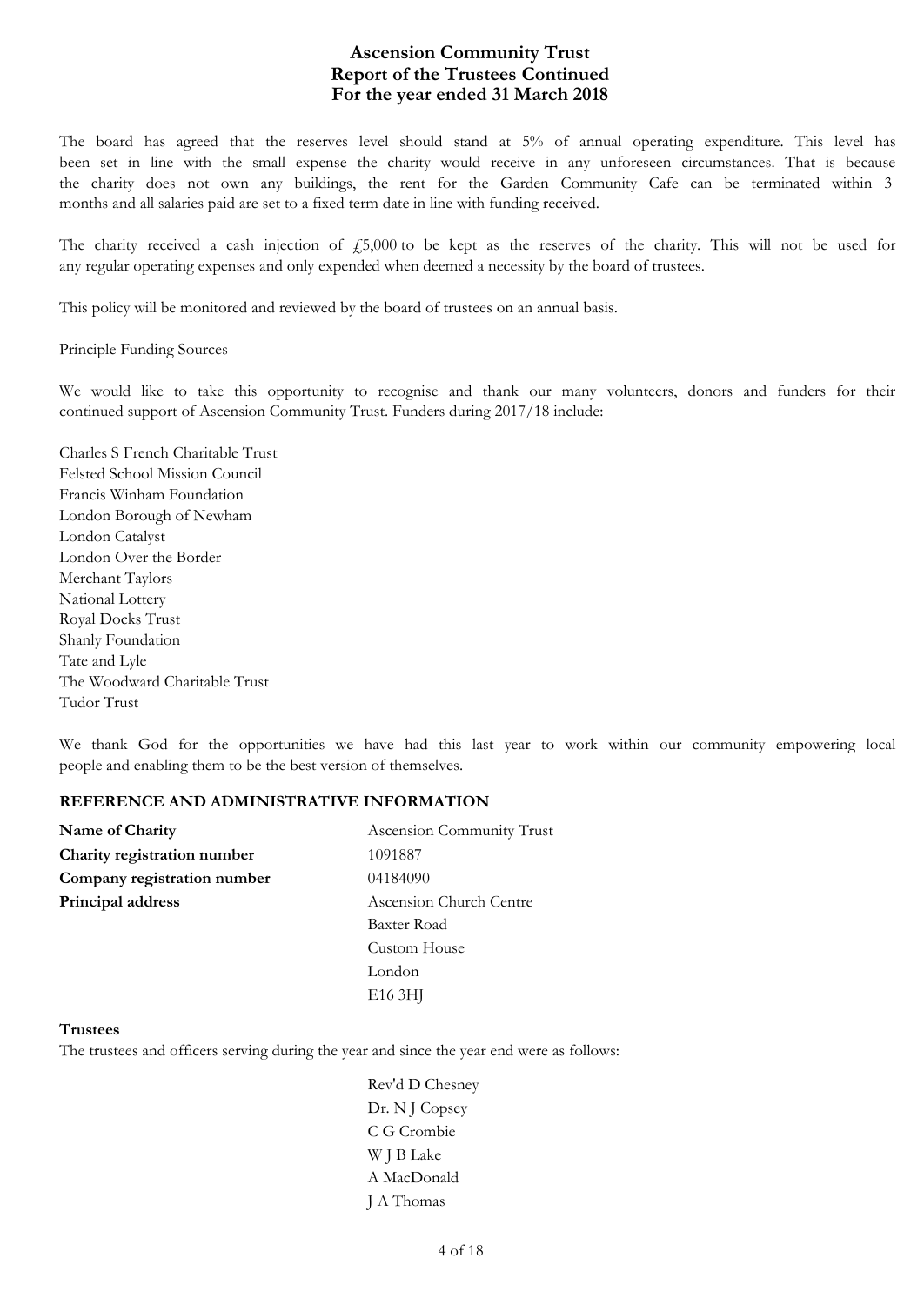The board has agreed that the reserves level should stand at 5% of annual operating expenditure. This level has been set in line with the small expense the charity would receive in any unforeseen circumstances. That is because the charity does not own any buildings, the rent for the Garden Community Cafe can be terminated within 3 months and all salaries paid are set to a fixed term date in line with funding received.

The charity received a cash injection of £5,000 to be kept as the reserves of the charity. This will not be used for any regular operating expenses and only expended when deemed a necessity by the board of trustees.

This policy will be monitored and reviewed by the board of trustees on an annual basis.

Principle Funding Sources

We would like to take this opportunity to recognise and thank our many volunteers, donors and funders for their continued support of Ascension Community Trust. Funders during 2017/18 include:

Charles S French Charitable Trust
Felsted School Mission Council
Francis Winham Foundation
London Borough of Newham
London Catalyst
London Over the Border
Merchant Taylors
National Lottery
Royal Docks Trust
Shanly Foundation
Tate and Lyle
The Woodward Charitable Trust
Tudor Trust

We thank God for the opportunities we have had this last year to work within our community empowering local people and enabling them to be the best version of themselves.

## REFERENCE AND ADMINISTRATIVE INFORMATION

| | |
|---|---|
| **Name of Charity** | Ascension Community Trust |
| **Charity registration number** | 1091887 |
| **Company registration number** | 04184090 |
| **Principal address** | Ascension Church Centre<br>Baxter Road<br>Custom House<br>London<br>E16 3HJ |

**Trustees**

The trustees and officers serving during the year and since the year end were as follows:

Rev'd D Chesney
Dr. N J Copsey
C G Crombie
W J B Lake
A MacDonald
J A Thomas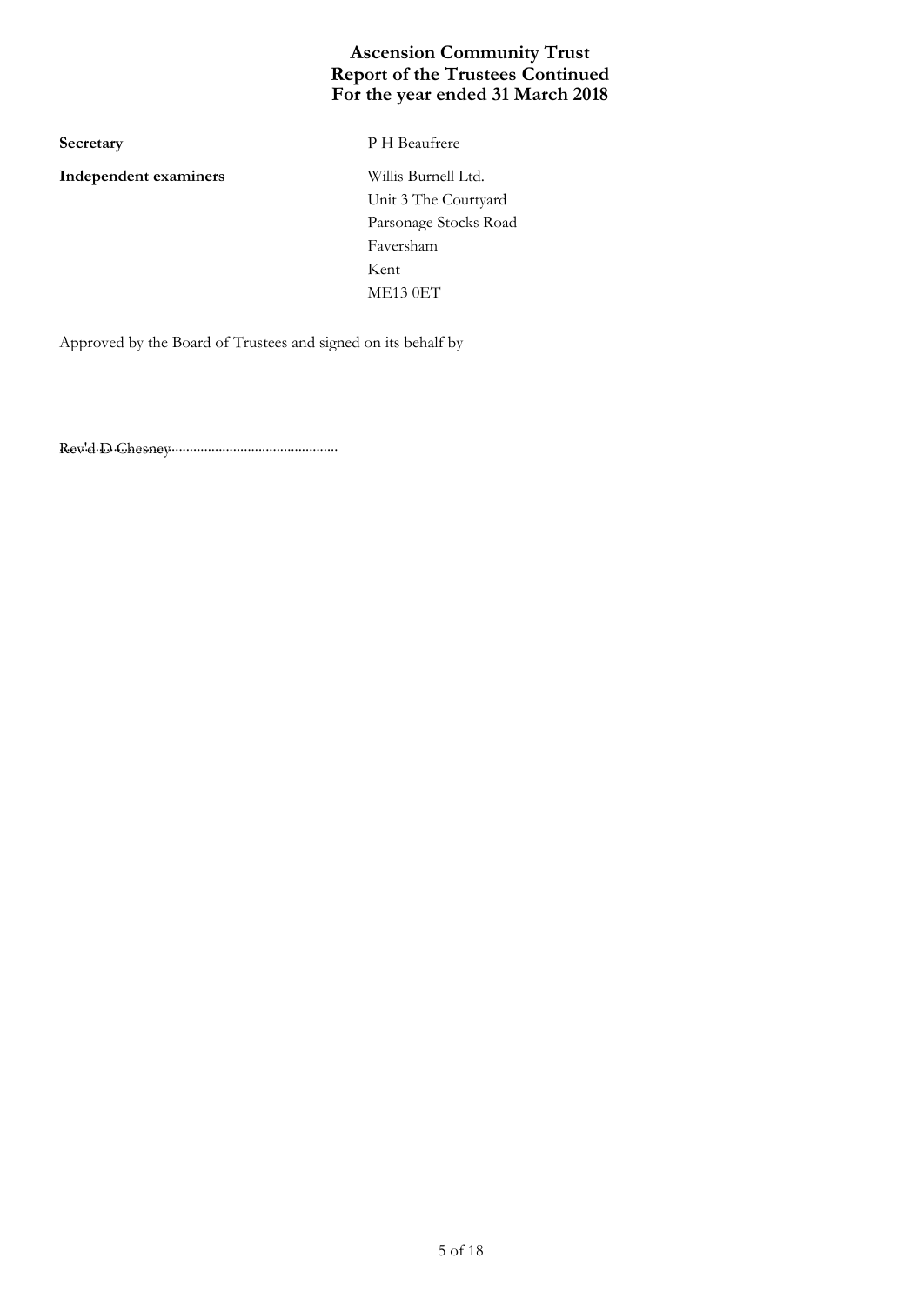# Ascension Community Trust
## Report of the Trustees Continued
## For the year ended 31 March 2018

**Secretary** P H Beaufrere

**Independent examiners** Willis Burnell Ltd.
Unit 3 The Courtyard
Parsonage Stocks Road
Faversham
Kent
ME13 0ET

Approved by the Board of Trustees and signed on its behalf by

Rev'd D Chesney..............................................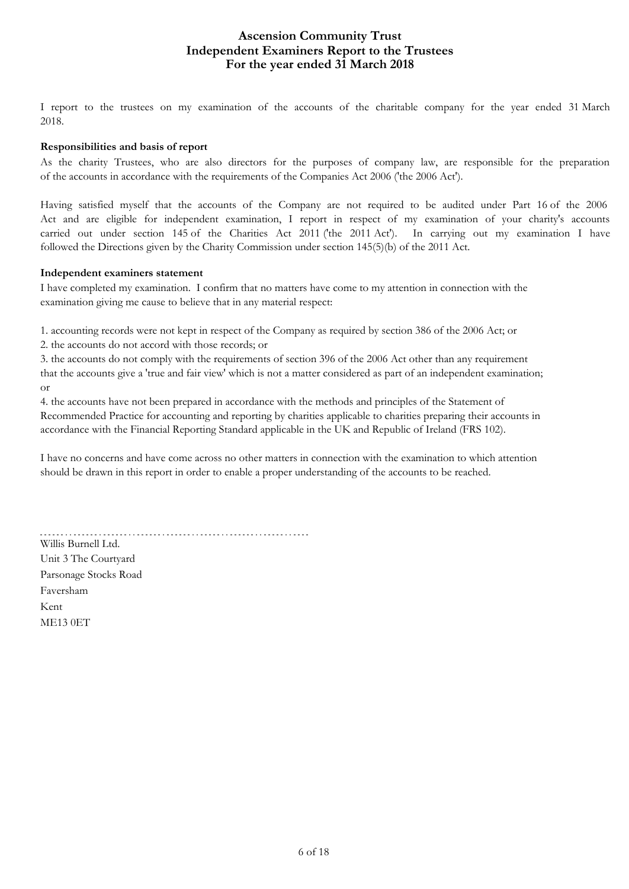# Ascension Community Trust
## Independent Examiners Report to the Trustees
### For the year ended 31 March 2018

I report to the trustees on my examination of the accounts of the charitable company for the year ended 31 March 2018.

**Responsibilities and basis of report**

As the charity Trustees, who are also directors for the purposes of company law, are responsible for the preparation of the accounts in accordance with the requirements of the Companies Act 2006 ('the 2006 Act').

Having satisfied myself that the accounts of the Company are not required to be audited under Part 16 of the 2006 Act and are eligible for independent examination, I report in respect of my examination of your charity's accounts carried out under section 145 of the Charities Act 2011 ('the 2011 Act'). In carrying out my examination I have followed the Directions given by the Charity Commission under section 145(5)(b) of the 2011 Act.

**Independent examiners statement**

I have completed my examination. I confirm that no matters have come to my attention in connection with the examination giving me cause to believe that in any material respect:

1. accounting records were not kept in respect of the Company as required by section 386 of the 2006 Act; or
2. the accounts do not accord with those records; or
3. the accounts do not comply with the requirements of section 396 of the 2006 Act other than any requirement that the accounts give a 'true and fair view' which is not a matter considered as part of an independent examination; or
4. the accounts have not been prepared in accordance with the methods and principles of the Statement of Recommended Practice for accounting and reporting by charities applicable to charities preparing their accounts in accordance with the Financial Reporting Standard applicable in the UK and Republic of Ireland (FRS 102).

I have no concerns and have come across no other matters in connection with the examination to which attention should be drawn in this report in order to enable a proper understanding of the accounts to be reached.

..................................................................

Willis Burnell Ltd.
Unit 3 The Courtyard
Parsonage Stocks Road
Faversham
Kent
ME13 0ET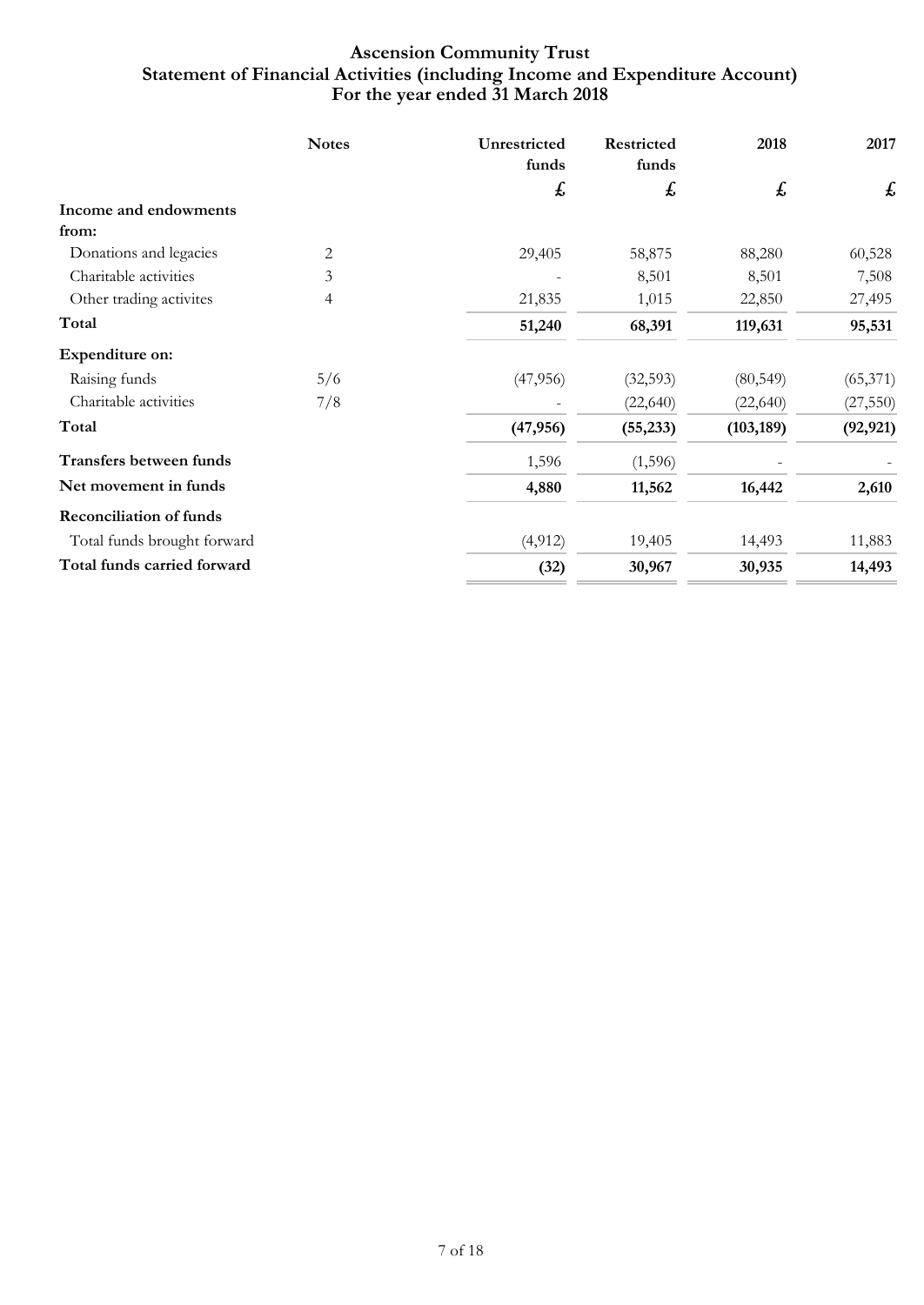# Ascension Community Trust
## Statement of Financial Activities (including Income and Expenditure Account)
### For the year ended 31 March 2018

| | Notes | Unrestricted funds | Restricted funds | 2018 | 2017 |
|---|---|---|---|---|---|
| | | £ | £ | £ | £ |
| **Income and endowments from:** | | | | | |
| Donations and legacies | 2 | 29,405 | 58,875 | 88,280 | 60,528 |
| Charitable activities | 3 | - | 8,501 | 8,501 | 7,508 |
| Other trading activites | 4 | 21,835 | 1,015 | 22,850 | 27,495 |
| **Total** | | **51,240** | **68,391** | **119,631** | **95,531** |
| **Expenditure on:** | | | | | |
| Raising funds | 5/6 | (47,956) | (32,593) | (80,549) | (65,371) |
| Charitable activities | 7/8 | - | (22,640) | (22,640) | (27,550) |
| **Total** | | **(47,956)** | **(55,233)** | **(103,189)** | **(92,921)** |
| **Transfers between funds** | | 1,596 | (1,596) | - | - |
| **Net movement in funds** | | **4,880** | **11,562** | **16,442** | **2,610** |
| **Reconciliation of funds** | | | | | |
| Total funds brought forward | | (4,912) | 19,405 | 14,493 | 11,883 |
| **Total funds carried forward** | | **(32)** | **30,967** | **30,935** | **14,493** |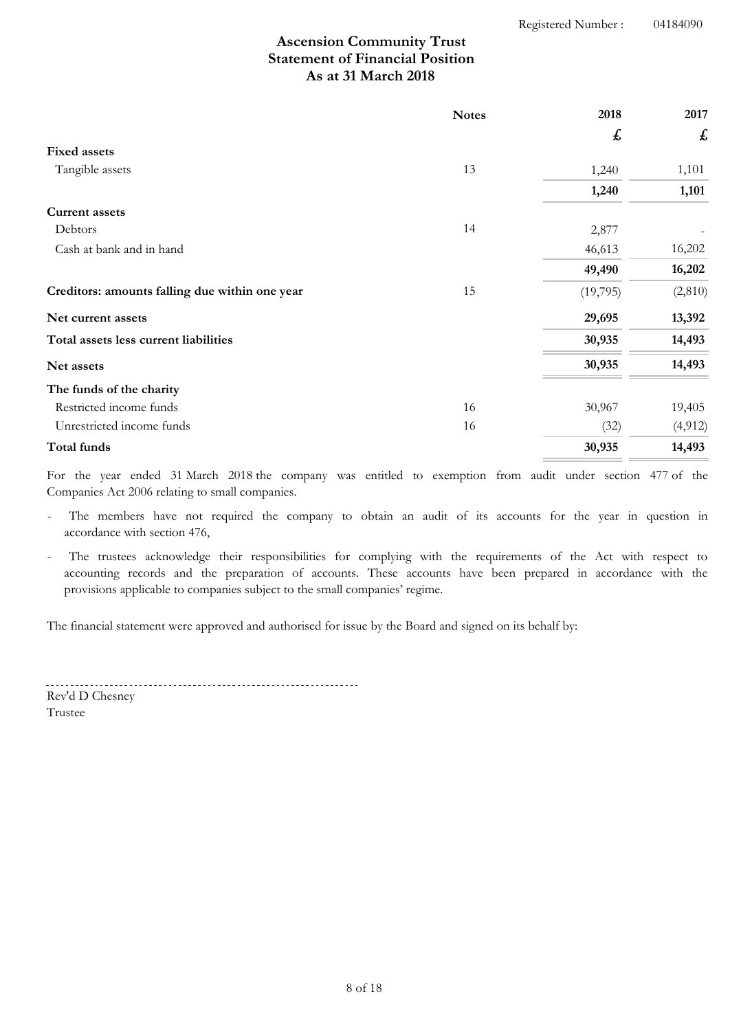Registered Number : 04184090

# Ascension Community Trust
## Statement of Financial Position
### As at 31 March 2018

| | Notes | 2018 | 2017 |
|---|---|---|---|
| | | £ | £ |
| **Fixed assets** | | | |
| Tangible assets | 13 | 1,240 | 1,101 |
| | | **1,240** | **1,101** |
| **Current assets** | | | |
| Debtors | 14 | 2,877 | - |
| Cash at bank and in hand | | 46,613 | 16,202 |
| | | **49,490** | **16,202** |
| **Creditors: amounts falling due within one year** | 15 | (19,795) | (2,810) |
| **Net current assets** | | **29,695** | **13,392** |
| **Total assets less current liabilities** | | **30,935** | **14,493** |
| **Net assets** | | **30,935** | **14,493** |
| **The funds of the charity** | | | |
| Restricted income funds | 16 | 30,967 | 19,405 |
| Unrestricted income funds | 16 | (32) | (4,912) |
| **Total funds** | | **30,935** | **14,493** |

For the year ended 31 March 2018 the company was entitled to exemption from audit under section 477 of the Companies Act 2006 relating to small companies.

- The members have not required the company to obtain an audit of its accounts for the year in question in accordance with section 476,
- The trustees acknowledge their responsibilities for complying with the requirements of the Act with respect to accounting records and the preparation of accounts. These accounts have been prepared in accordance with the provisions applicable to companies subject to the small companies' regime.

The financial statement were approved and authorised for issue by the Board and signed on its behalf by:

Rev'd D Chesney
Trustee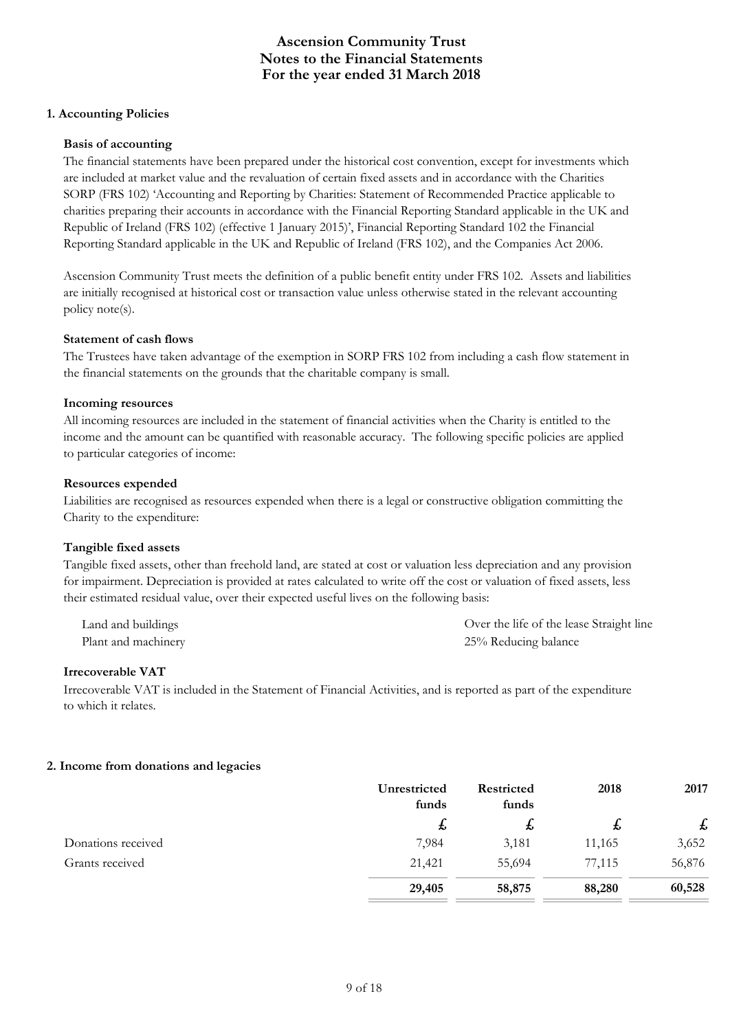# Ascension Community Trust
# Notes to the Financial Statements
# For the year ended 31 March 2018

## 1. Accounting Policies

### Basis of accounting

The financial statements have been prepared under the historical cost convention, except for investments which are included at market value and the revaluation of certain fixed assets and in accordance with the Charities SORP (FRS 102) 'Accounting and Reporting by Charities: Statement of Recommended Practice applicable to charities preparing their accounts in accordance with the Financial Reporting Standard applicable in the UK and Republic of Ireland (FRS 102) (effective 1 January 2015)', Financial Reporting Standard 102 the Financial Reporting Standard applicable in the UK and Republic of Ireland (FRS 102), and the Companies Act 2006.

Ascension Community Trust meets the definition of a public benefit entity under FRS 102. Assets and liabilities are initially recognised at historical cost or transaction value unless otherwise stated in the relevant accounting policy note(s).

### Statement of cash flows

The Trustees have taken advantage of the exemption in SORP FRS 102 from including a cash flow statement in the financial statements on the grounds that the charitable company is small.

### Incoming resources

All incoming resources are included in the statement of financial activities when the Charity is entitled to the income and the amount can be quantified with reasonable accuracy. The following specific policies are applied to particular categories of income:

### Resources expended

Liabilities are recognised as resources expended when there is a legal or constructive obligation committing the Charity to the expenditure:

### Tangible fixed assets

Tangible fixed assets, other than freehold land, are stated at cost or valuation less depreciation and any provision for impairment. Depreciation is provided at rates calculated to write off the cost or valuation of fixed assets, less their estimated residual value, over their expected useful lives on the following basis:

| | |
|---|---|
| Land and buildings | Over the life of the lease Straight line |
| Plant and machinery | 25% Reducing balance |

### Irrecoverable VAT

Irrecoverable VAT is included in the Statement of Financial Activities, and is reported as part of the expenditure to which it relates.

## 2. Income from donations and legacies

| | Unrestricted funds | Restricted funds | 2018 | 2017 |
|---|---|---|---|---|
| | £ | £ | £ | £ |
| Donations received | 7,984 | 3,181 | 11,165 | 3,652 |
| Grants received | 21,421 | 55,694 | 77,115 | 56,876 |
| | **29,405** | **58,875** | **88,280** | **60,528** |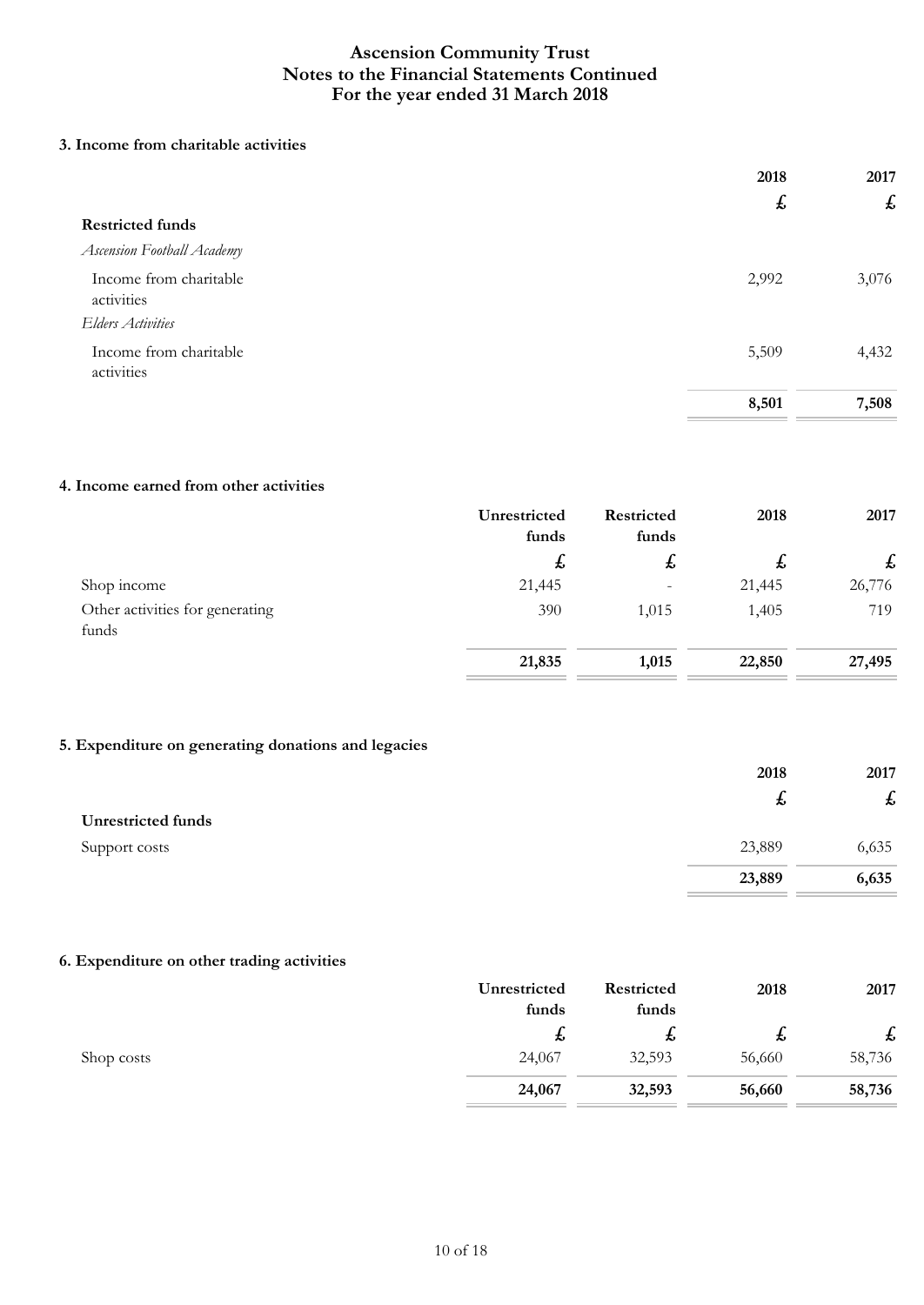# Ascension Community Trust
# Notes to the Financial Statements Continued
# For the year ended 31 March 2018

### 3. Income from charitable activities

| | 2018 | 2017 |
|---|---|---|
| | £ | £ |
| **Restricted funds** | | |
| *Ascension Football Academy* | | |
| Income from charitable activities | 2,992 | 3,076 |
| *Elders Activities* | | |
| Income from charitable activities | 5,509 | 4,432 |
| | **8,501** | **7,508** |

### 4. Income earned from other activities

| | Unrestricted funds | Restricted funds | 2018 | 2017 |
|---|---|---|---|---|
| | £ | £ | £ | £ |
| Shop income | 21,445 | - | 21,445 | 26,776 |
| Other activities for generating funds | 390 | 1,015 | 1,405 | 719 |
| | **21,835** | **1,015** | **22,850** | **27,495** |

### 5. Expenditure on generating donations and legacies

| | 2018 | 2017 |
|---|---|---|
| | £ | £ |
| **Unrestricted funds** | | |
| Support costs | 23,889 | 6,635 |
| | **23,889** | **6,635** |

### 6. Expenditure on other trading activities

| | Unrestricted funds | Restricted funds | 2018 | 2017 |
|---|---|---|---|---|
| | £ | £ | £ | £ |
| Shop costs | 24,067 | 32,593 | 56,660 | 58,736 |
| | **24,067** | **32,593** | **56,660** | **58,736** |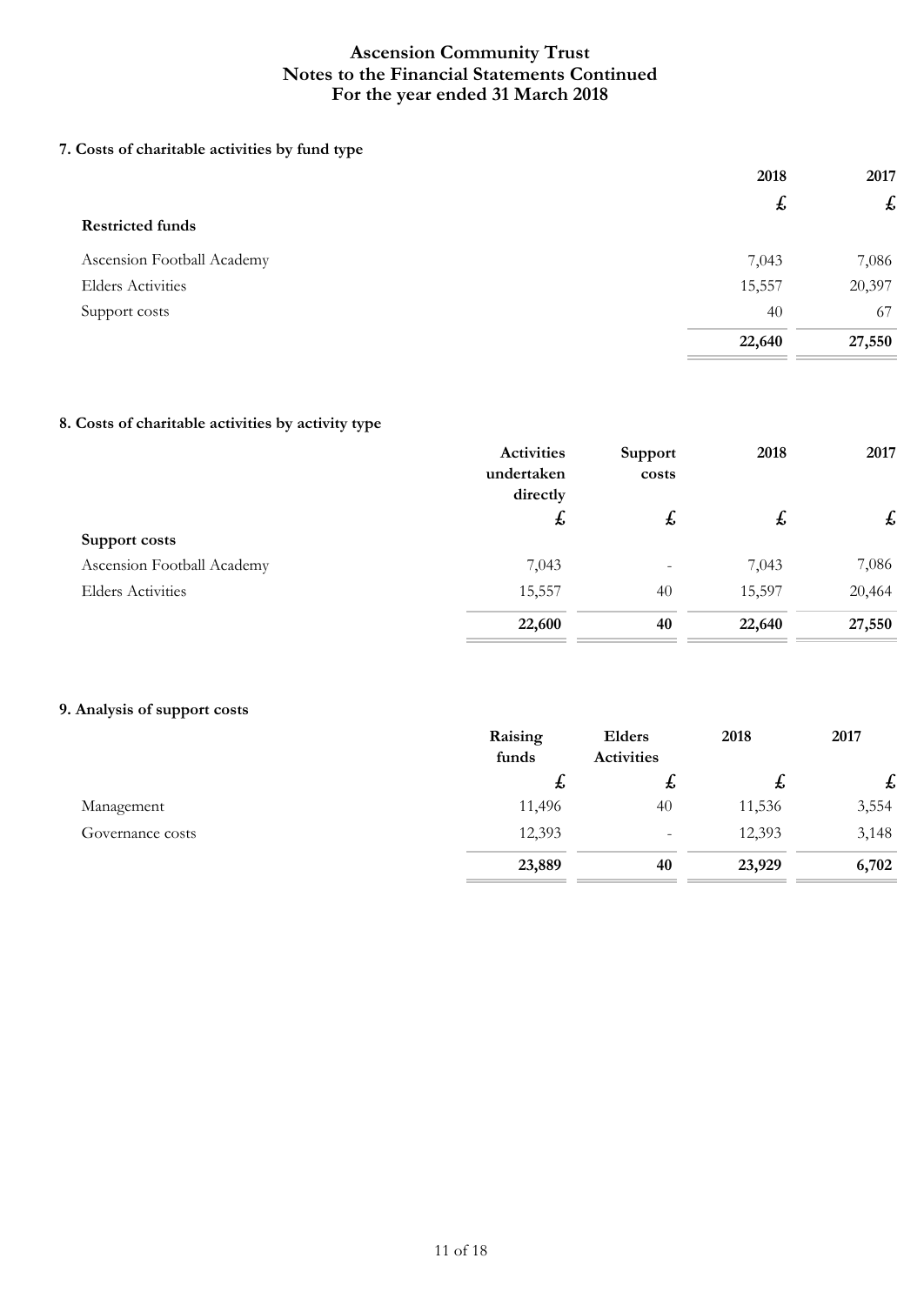# Ascension Community Trust
# Notes to the Financial Statements Continued
# For the year ended 31 March 2018

### 7. Costs of charitable activities by fund type

| | 2018 | 2017 |
|---|---|---|
| | £ | £ |
| **Restricted funds** | | |
| Ascension Football Academy | 7,043 | 7,086 |
| Elders Activities | 15,557 | 20,397 |
| Support costs | 40 | 67 |
| | **22,640** | **27,550** |

### 8. Costs of charitable activities by activity type

| | Activities undertaken directly | Support costs | 2018 | 2017 |
|---|---|---|---|---|
| | £ | £ | £ | £ |
| **Support costs** | | | | |
| Ascension Football Academy | 7,043 | - | 7,043 | 7,086 |
| Elders Activities | 15,557 | 40 | 15,597 | 20,464 |
| | **22,600** | **40** | **22,640** | **27,550** |

### 9. Analysis of support costs

| | Raising funds | Elders Activities | 2018 | 2017 |
|---|---|---|---|---|
| | £ | £ | £ | £ |
| Management | 11,496 | 40 | 11,536 | 3,554 |
| Governance costs | 12,393 | - | 12,393 | 3,148 |
| | **23,889** | **40** | **23,929** | **6,702** |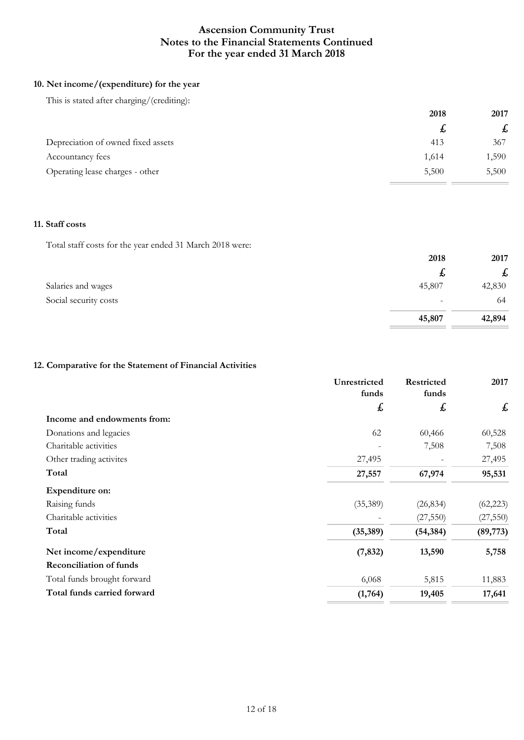# Ascension Community Trust
# Notes to the Financial Statements Continued
# For the year ended 31 March 2018

### 10. Net income/(expenditure) for the year

This is stated after charging/(crediting):

| | 2018 | 2017 |
|---|---|---|
| | £ | £ |
| Depreciation of owned fixed assets | 413 | 367 |
| Accountancy fees | 1,614 | 1,590 |
| Operating lease charges - other | 5,500 | 5,500 |

### 11. Staff costs

Total staff costs for the year ended 31 March 2018 were:

| | 2018 | 2017 |
|---|---|---|
| | £ | £ |
| Salaries and wages | 45,807 | 42,830 |
| Social security costs | - | 64 |
| | **45,807** | **42,894** |

### 12. Comparative for the Statement of Financial Activities

| | Unrestricted funds | Restricted funds | 2017 |
|---|---|---|---|
| | £ | £ | £ |
| **Income and endowments from:** | | | |
| Donations and legacies | 62 | 60,466 | 60,528 |
| Charitable activities | - | 7,508 | 7,508 |
| Other trading activites | 27,495 | - | 27,495 |
| **Total** | **27,557** | **67,974** | **95,531** |
| **Expenditure on:** | | | |
| Raising funds | (35,389) | (26,834) | (62,223) |
| Charitable activities | - | (27,550) | (27,550) |
| **Total** | **(35,389)** | **(54,384)** | **(89,773)** |
| **Net income/expenditure** | **(7,832)** | **13,590** | **5,758** |
| **Reconciliation of funds** | | | |
| Total funds brought forward | 6,068 | 5,815 | 11,883 |
| **Total funds carried forward** | **(1,764)** | **19,405** | **17,641** |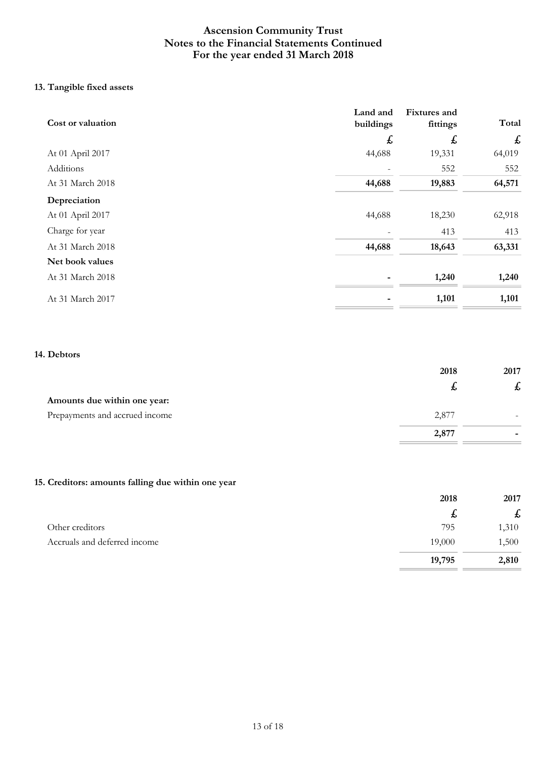# Ascension Community Trust
## Notes to the Financial Statements Continued
## For the year ended 31 March 2018

### 13. Tangible fixed assets

| Cost or valuation | Land and buildings | Fixtures and fittings | Total |
|---|---|---|---|
| | £ | £ | £ |
| At 01 April 2017 | 44,688 | 19,331 | 64,019 |
| Additions | - | 552 | 552 |
| At 31 March 2018 | **44,688** | **19,883** | **64,571** |
| **Depreciation** | | | |
| At 01 April 2017 | 44,688 | 18,230 | 62,918 |
| Charge for year | - | 413 | 413 |
| At 31 March 2018 | **44,688** | **18,643** | **63,331** |
| **Net book values** | | | |
| At 31 March 2018 | **-** | **1,240** | **1,240** |
| At 31 March 2017 | **-** | **1,101** | **1,101** |

### 14. Debtors

| | 2018 | 2017 |
|---|---|---|
| | £ | £ |
| **Amounts due within one year:** | | |
| Prepayments and accrued income | 2,877 | - |
| | **2,877** | **-** |

### 15. Creditors: amounts falling due within one year

| | 2018 | 2017 |
|---|---|---|
| | £ | £ |
| Other creditors | 795 | 1,310 |
| Accruals and deferred income | 19,000 | 1,500 |
| | **19,795** | **2,810** |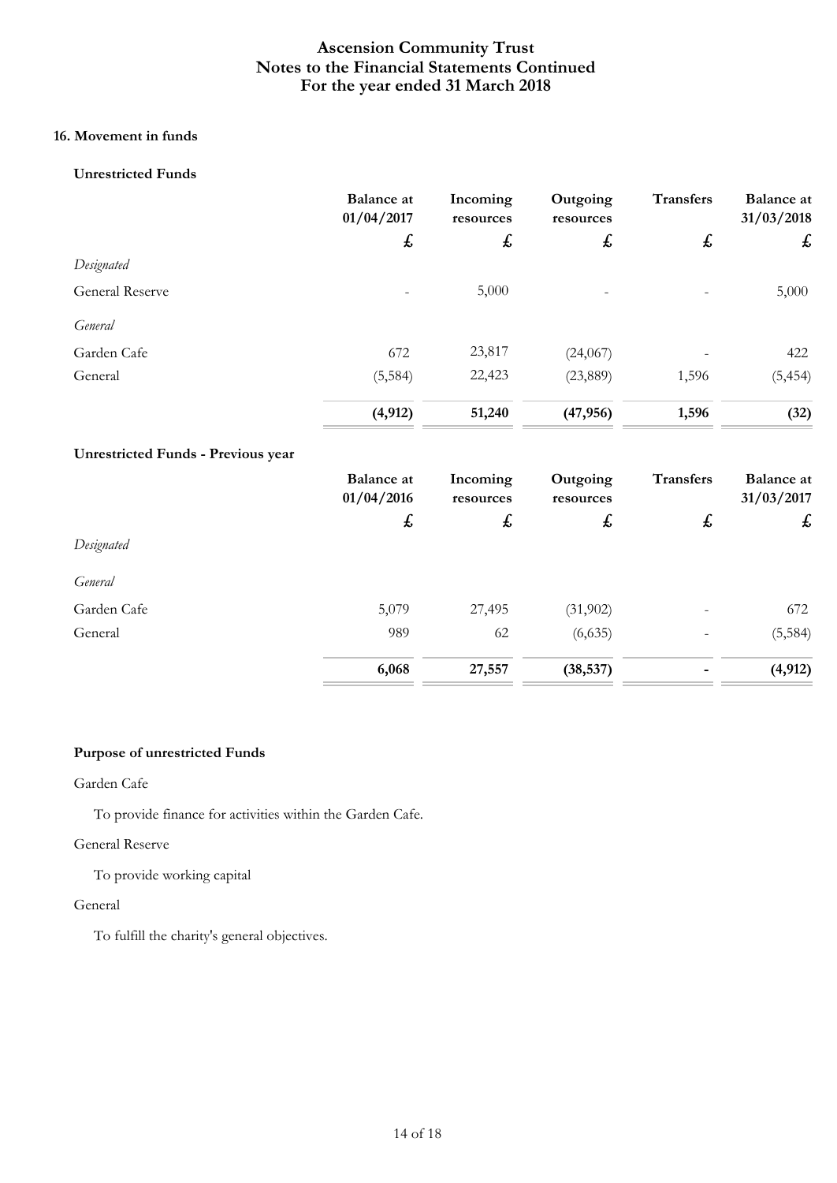# Ascension Community Trust
# Notes to the Financial Statements Continued
# For the year ended 31 March 2018

### 16. Movement in funds

**Unrestricted Funds**

| | Balance at 01/04/2017 | Incoming resources | Outgoing resources | Transfers | Balance at 31/03/2018 |
|---|---|---|---|---|---|
| | £ | £ | £ | £ | £ |
| *Designated* | | | | | |
| General Reserve | - | 5,000 | - | - | 5,000 |
| *General* | | | | | |
| Garden Cafe | 672 | 23,817 | (24,067) | - | 422 |
| General | (5,584) | 22,423 | (23,889) | 1,596 | (5,454) |
| | **(4,912)** | **51,240** | **(47,956)** | **1,596** | **(32)** |

**Unrestricted Funds - Previous year**

| | Balance at 01/04/2016 | Incoming resources | Outgoing resources | Transfers | Balance at 31/03/2017 |
|---|---|---|---|---|---|
| | £ | £ | £ | £ | £ |
| *Designated* | | | | | |
| *General* | | | | | |
| Garden Cafe | 5,079 | 27,495 | (31,902) | - | 672 |
| General | 989 | 62 | (6,635) | - | (5,584) |
| | **6,068** | **27,557** | **(38,537)** | **-** | **(4,912)** |

**Purpose of unrestricted Funds**

Garden Cafe

To provide finance for activities within the Garden Cafe.

General Reserve

To provide working capital

General

To fulfill the charity's general objectives.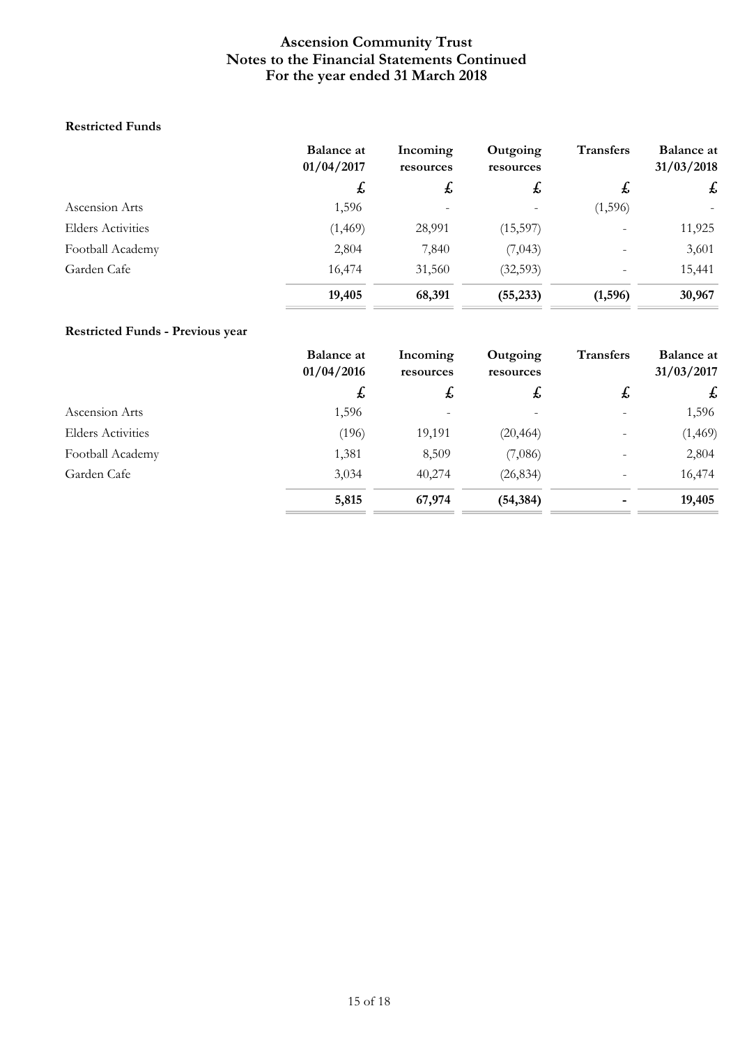# Ascension Community Trust
# Notes to the Financial Statements Continued
# For the year ended 31 March 2018

**Restricted Funds**

| | Balance at 01/04/2017 | Incoming resources | Outgoing resources | Transfers | Balance at 31/03/2018 |
|---|---|---|---|---|---|
| | £ | £ | £ | £ | £ |
| Ascension Arts | 1,596 | - | - | (1,596) | - |
| Elders Activities | (1,469) | 28,991 | (15,597) | - | 11,925 |
| Football Academy | 2,804 | 7,840 | (7,043) | - | 3,601 |
| Garden Cafe | 16,474 | 31,560 | (32,593) | - | 15,441 |
| | **19,405** | **68,391** | **(55,233)** | **(1,596)** | **30,967** |

**Restricted Funds - Previous year**

| | Balance at 01/04/2016 | Incoming resources | Outgoing resources | Transfers | Balance at 31/03/2017 |
|---|---|---|---|---|---|
| | £ | £ | £ | £ | £ |
| Ascension Arts | 1,596 | - | - | - | 1,596 |
| Elders Activities | (196) | 19,191 | (20,464) | - | (1,469) |
| Football Academy | 1,381 | 8,509 | (7,086) | - | 2,804 |
| Garden Cafe | 3,034 | 40,274 | (26,834) | - | 16,474 |
| | **5,815** | **67,974** | **(54,384)** | **-** | **19,405** |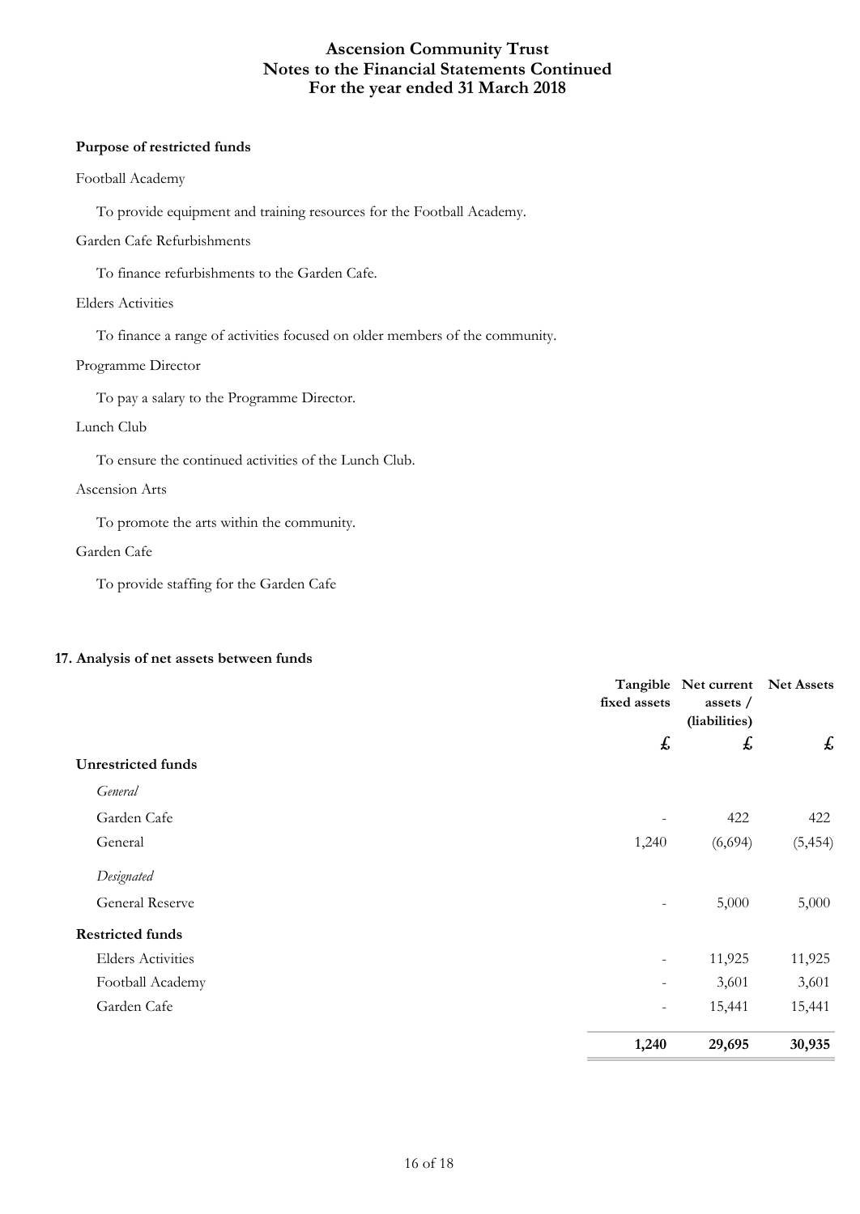**Purpose of restricted funds**

Football Academy

To provide equipment and training resources for the Football Academy.

Garden Cafe Refurbishments

To finance refurbishments to the Garden Cafe.

Elders Activities

To finance a range of activities focused on older members of the community.

Programme Director

To pay a salary to the Programme Director.

Lunch Club

To ensure the continued activities of the Lunch Club.

Ascension Arts

To promote the arts within the community.

Garden Cafe

To provide staffing for the Garden Cafe

**17. Analysis of net assets between funds**

| | Tangible fixed assets | Net current assets / (liabilities) | Net Assets |
|---|---|---|---|
| | £ | £ | £ |
| **Unrestricted funds** | | | |
| *General* | | | |
| Garden Cafe | - | 422 | 422 |
| General | 1,240 | (6,694) | (5,454) |
| *Designated* | | | |
| General Reserve | - | 5,000 | 5,000 |
| **Restricted funds** | | | |
| Elders Activities | - | 11,925 | 11,925 |
| Football Academy | - | 3,601 | 3,601 |
| Garden Cafe | - | 15,441 | 15,441 |
| | **1,240** | **29,695** | **30,935** |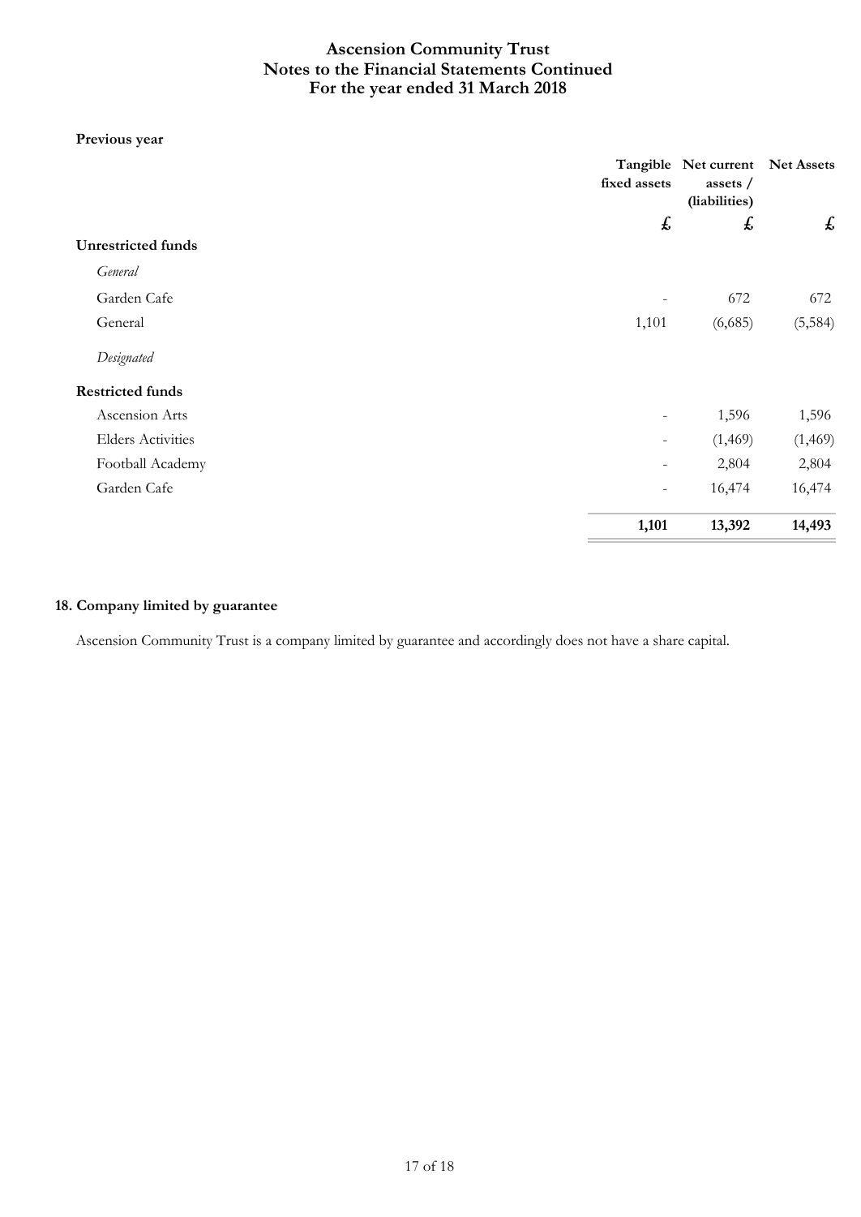**Previous year**

| | Tangible fixed assets | Net current assets / (liabilities) | Net Assets |
|---|---|---|---|
| | £ | £ | £ |
| **Unrestricted funds** | | | |
| *General* | | | |
| Garden Cafe | - | 672 | 672 |
| General | 1,101 | (6,685) | (5,584) |
| *Designated* | | | |
| **Restricted funds** | | | |
| Ascension Arts | - | 1,596 | 1,596 |
| Elders Activities | - | (1,469) | (1,469) |
| Football Academy | - | 2,804 | 2,804 |
| Garden Cafe | - | 16,474 | 16,474 |
| | **1,101** | **13,392** | **14,493** |

### 18. Company limited by guarantee

Ascension Community Trust is a company limited by guarantee and accordingly does not have a share capital.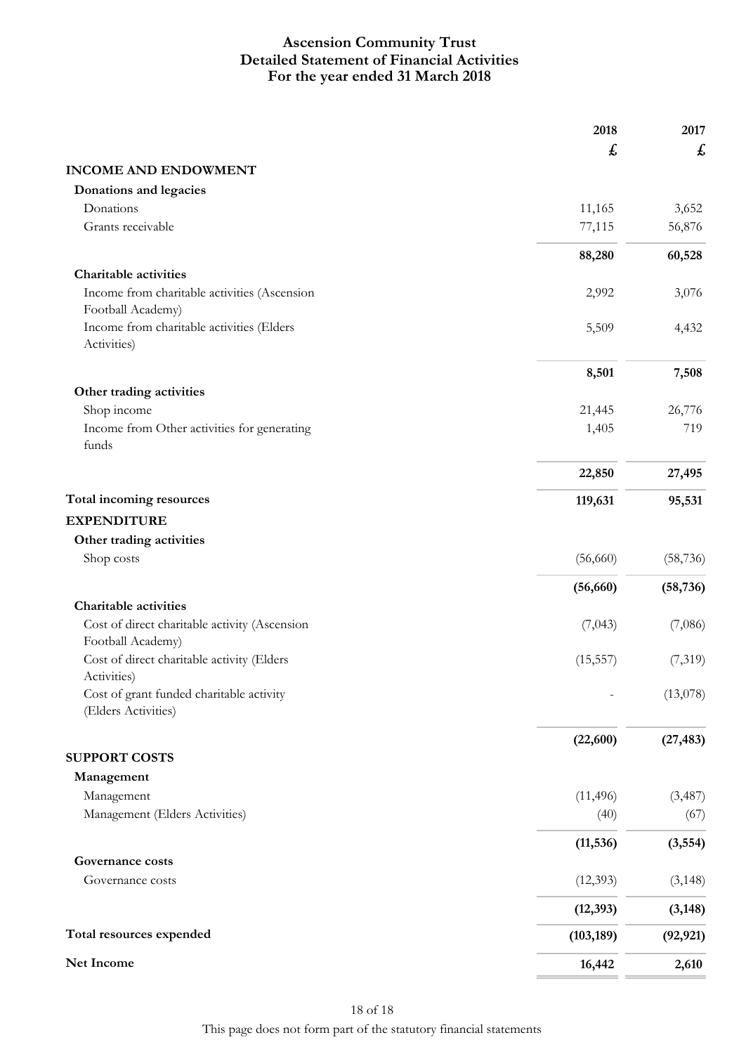# Ascension Community Trust
## Detailed Statement of Financial Activities
## For the year ended 31 March 2018

| | 2018 | 2017 |
|---|---|---|
| | £ | £ |
| **INCOME AND ENDOWMENT** | | |
| **Donations and legacies** | | |
| Donations | 11,165 | 3,652 |
| Grants receivable | 77,115 | 56,876 |
| | **88,280** | **60,528** |
| **Charitable activities** | | |
| Income from charitable activities (Ascension Football Academy) | 2,992 | 3,076 |
| Income from charitable activities (Elders Activities) | 5,509 | 4,432 |
| | **8,501** | **7,508** |
| **Other trading activities** | | |
| Shop income | 21,445 | 26,776 |
| Income from Other activities for generating funds | 1,405 | 719 |
| | **22,850** | **27,495** |
| **Total incoming resources** | **119,631** | **95,531** |
| **EXPENDITURE** | | |
| **Other trading activities** | | |
| Shop costs | (56,660) | (58,736) |
| | **(56,660)** | **(58,736)** |
| **Charitable activities** | | |
| Cost of direct charitable activity (Ascension Football Academy) | (7,043) | (7,086) |
| Cost of direct charitable activity (Elders Activities) | (15,557) | (7,319) |
| Cost of grant funded charitable activity (Elders Activities) | - | (13,078) |
| | **(22,600)** | **(27,483)** |
| **SUPPORT COSTS** | | |
| **Management** | | |
| Management | (11,496) | (3,487) |
| Management (Elders Activities) | (40) | (67) |
| | **(11,536)** | **(3,554)** |
| **Governance costs** | | |
| Governance costs | (12,393) | (3,148) |
| | **(12,393)** | **(3,148)** |
| **Total resources expended** | **(103,189)** | **(92,921)** |
| **Net Income** | **16,442** | **2,610** |

This page does not form part of the statutory financial statements